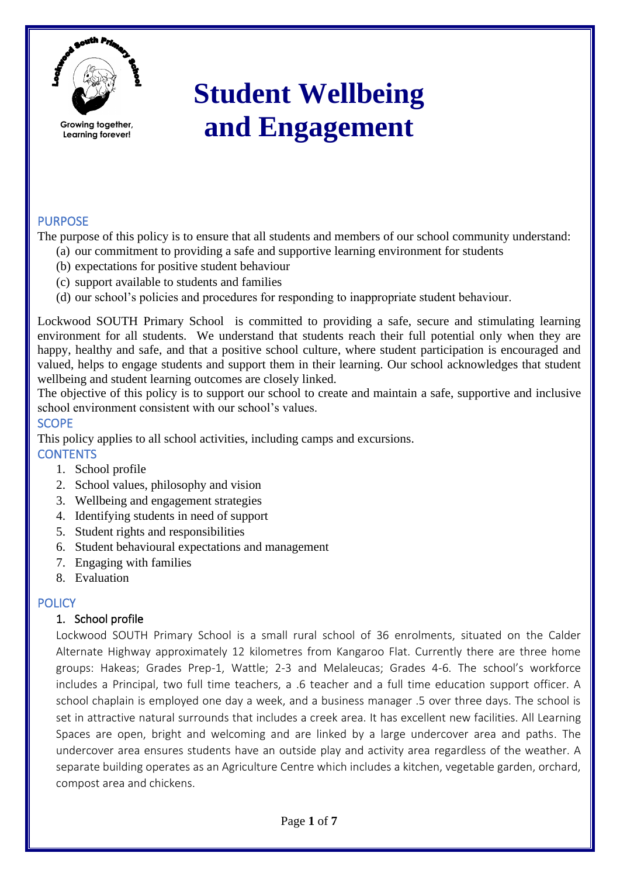Growing together, Learning forever!

# Student Wellbeing and Engagement

## PURPOSE

The purpose of this policy is to ensure that all students and members of our school community understand:

(a) our commitment to providing a safe and supportive learning environment for students
(b) expectations for positive student behaviour
(c) support available to students and families
(d) our school's policies and procedures for responding to inappropriate student behaviour.

Lockwood SOUTH Primary School is committed to providing a safe, secure and stimulating learning environment for all students. We understand that students reach their full potential only when they are happy, healthy and safe, and that a positive school culture, where student participation is encouraged and valued, helps to engage students and support them in their learning. Our school acknowledges that student wellbeing and student learning outcomes are closely linked.

The objective of this policy is to support our school to create and maintain a safe, supportive and inclusive school environment consistent with our school's values.

## SCOPE

This policy applies to all school activities, including camps and excursions.

## CONTENTS

1. School profile
2. School values, philosophy and vision
3. Wellbeing and engagement strategies
4. Identifying students in need of support
5. Student rights and responsibilities
6. Student behavioural expectations and management
7. Engaging with families
8. Evaluation

## POLICY

### 1. School profile

Lockwood SOUTH Primary School is a small rural school of 36 enrolments, situated on the Calder Alternate Highway approximately 12 kilometres from Kangaroo Flat. Currently there are three home groups: Hakeas; Grades Prep-1, Wattle; 2-3 and Melaleucas; Grades 4-6. The school's workforce includes a Principal, two full time teachers, a .6 teacher and a full time education support officer. A school chaplain is employed one day a week, and a business manager .5 over three days. The school is set in attractive natural surrounds that includes a creek area. It has excellent new facilities. All Learning Spaces are open, bright and welcoming and are linked by a large undercover area and paths. The undercover area ensures students have an outside play and activity area regardless of the weather. A separate building operates as an Agriculture Centre which includes a kitchen, vegetable garden, orchard, compost area and chickens.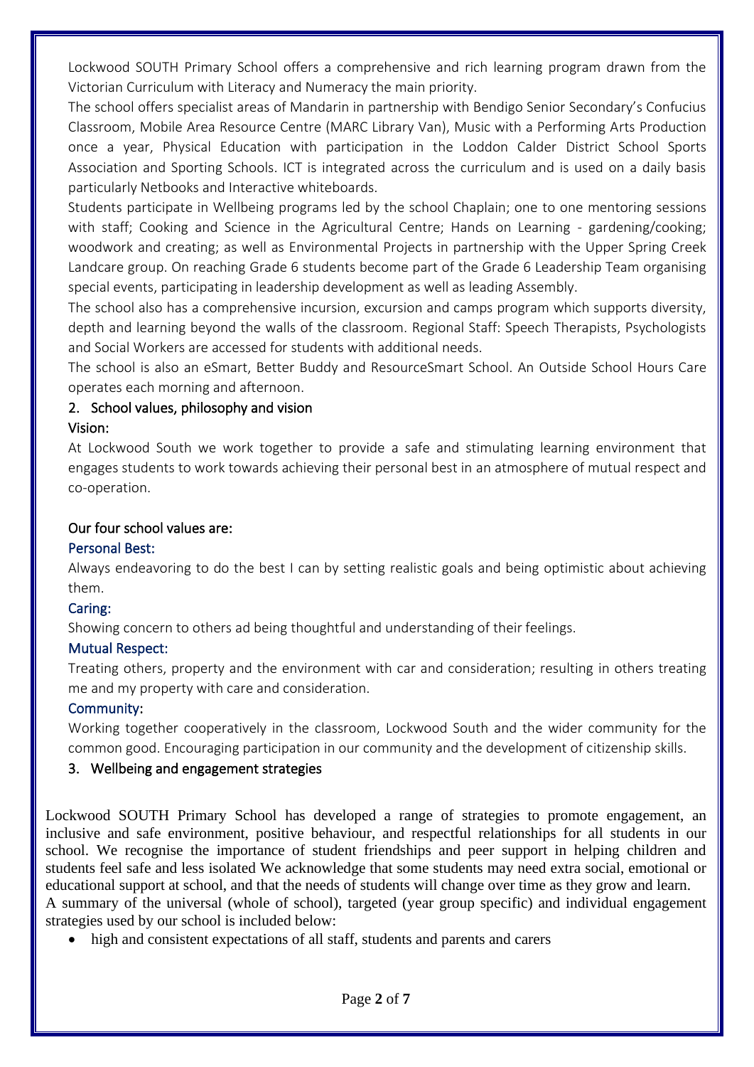Lockwood SOUTH Primary School offers a comprehensive and rich learning program drawn from the Victorian Curriculum with Literacy and Numeracy the main priority.

The school offers specialist areas of Mandarin in partnership with Bendigo Senior Secondary's Confucius Classroom, Mobile Area Resource Centre (MARC Library Van), Music with a Performing Arts Production once a year, Physical Education with participation in the Loddon Calder District School Sports Association and Sporting Schools. ICT is integrated across the curriculum and is used on a daily basis particularly Netbooks and Interactive whiteboards.

Students participate in Wellbeing programs led by the school Chaplain; one to one mentoring sessions with staff; Cooking and Science in the Agricultural Centre; Hands on Learning - gardening/cooking; woodwork and creating; as well as Environmental Projects in partnership with the Upper Spring Creek Landcare group. On reaching Grade 6 students become part of the Grade 6 Leadership Team organising special events, participating in leadership development as well as leading Assembly.

The school also has a comprehensive incursion, excursion and camps program which supports diversity, depth and learning beyond the walls of the classroom. Regional Staff: Speech Therapists, Psychologists and Social Workers are accessed for students with additional needs.

The school is also an eSmart, Better Buddy and ResourceSmart School. An Outside School Hours Care operates each morning and afternoon.

## 2. School values, philosophy and vision

### Vision:

At Lockwood South we work together to provide a safe and stimulating learning environment that engages students to work towards achieving their personal best in an atmosphere of mutual respect and co-operation.

### Our four school values are:

**Personal Best:**

Always endeavoring to do the best I can by setting realistic goals and being optimistic about achieving them.

**Caring:**

Showing concern to others ad being thoughtful and understanding of their feelings.

**Mutual Respect:**

Treating others, property and the environment with car and consideration; resulting in others treating me and my property with care and consideration.

**Community:**

Working together cooperatively in the classroom, Lockwood South and the wider community for the common good. Encouraging participation in our community and the development of citizenship skills.

## 3. Wellbeing and engagement strategies

Lockwood SOUTH Primary School has developed a range of strategies to promote engagement, an inclusive and safe environment, positive behaviour, and respectful relationships for all students in our school. We recognise the importance of student friendships and peer support in helping children and students feel safe and less isolated We acknowledge that some students may need extra social, emotional or educational support at school, and that the needs of students will change over time as they grow and learn.

A summary of the universal (whole of school), targeted (year group specific) and individual engagement strategies used by our school is included below:

- high and consistent expectations of all staff, students and parents and carers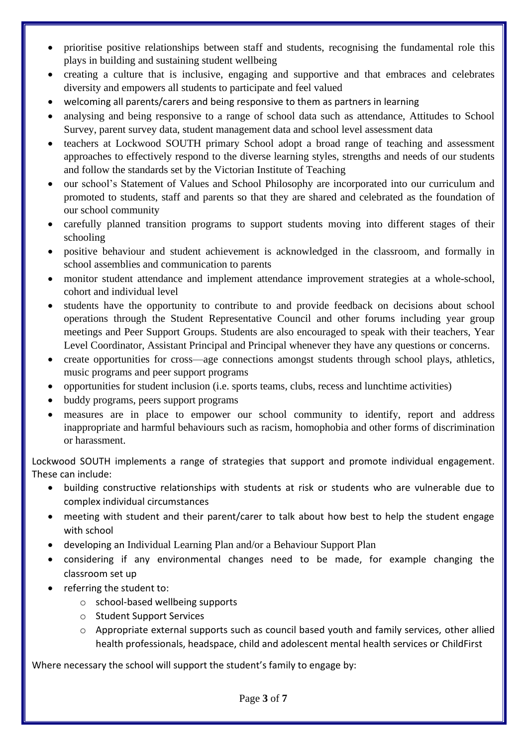- prioritise positive relationships between staff and students, recognising the fundamental role this plays in building and sustaining student wellbeing
- creating a culture that is inclusive, engaging and supportive and that embraces and celebrates diversity and empowers all students to participate and feel valued
- welcoming all parents/carers and being responsive to them as partners in learning
- analysing and being responsive to a range of school data such as attendance, Attitudes to School Survey, parent survey data, student management data and school level assessment data
- teachers at Lockwood SOUTH primary School adopt a broad range of teaching and assessment approaches to effectively respond to the diverse learning styles, strengths and needs of our students and follow the standards set by the Victorian Institute of Teaching
- our school's Statement of Values and School Philosophy are incorporated into our curriculum and promoted to students, staff and parents so that they are shared and celebrated as the foundation of our school community
- carefully planned transition programs to support students moving into different stages of their schooling
- positive behaviour and student achievement is acknowledged in the classroom, and formally in school assemblies and communication to parents
- monitor student attendance and implement attendance improvement strategies at a whole-school, cohort and individual level
- students have the opportunity to contribute to and provide feedback on decisions about school operations through the Student Representative Council and other forums including year group meetings and Peer Support Groups. Students are also encouraged to speak with their teachers, Year Level Coordinator, Assistant Principal and Principal whenever they have any questions or concerns.
- create opportunities for cross—age connections amongst students through school plays, athletics, music programs and peer support programs
- opportunities for student inclusion (i.e. sports teams, clubs, recess and lunchtime activities)
- buddy programs, peers support programs
- measures are in place to empower our school community to identify, report and address inappropriate and harmful behaviours such as racism, homophobia and other forms of discrimination or harassment.

Lockwood SOUTH implements a range of strategies that support and promote individual engagement. These can include:

- building constructive relationships with students at risk or students who are vulnerable due to complex individual circumstances
- meeting with student and their parent/carer to talk about how best to help the student engage with school
- developing an Individual Learning Plan and/or a Behaviour Support Plan
- considering if any environmental changes need to be made, for example changing the classroom set up
- referring the student to:
  - school-based wellbeing supports
  - Student Support Services
  - Appropriate external supports such as council based youth and family services, other allied health professionals, headspace, child and adolescent mental health services or ChildFirst

Where necessary the school will support the student's family to engage by: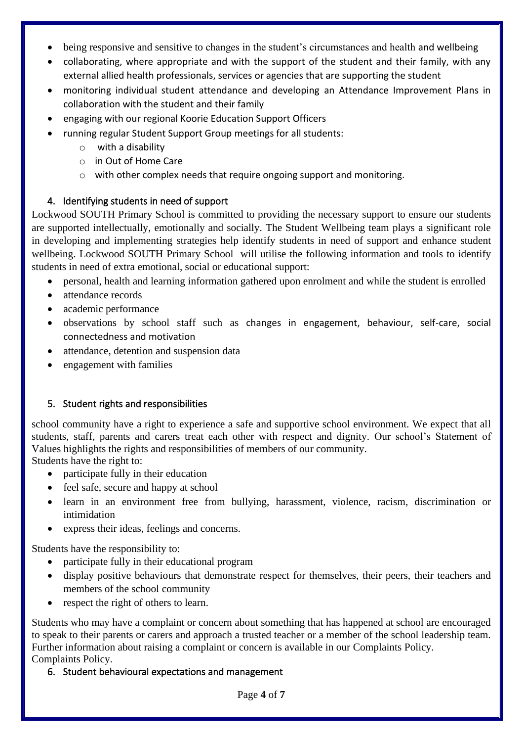- being responsive and sensitive to changes in the student's circumstances and health and wellbeing
- collaborating, where appropriate and with the support of the student and their family, with any external allied health professionals, services or agencies that are supporting the student
- monitoring individual student attendance and developing an Attendance Improvement Plans in collaboration with the student and their family
- engaging with our regional Koorie Education Support Officers
- running regular Student Support Group meetings for all students:
  - with a disability
  - in Out of Home Care
  - with other complex needs that require ongoing support and monitoring.

## 4. Identifying students in need of support

Lockwood SOUTH Primary School is committed to providing the necessary support to ensure our students are supported intellectually, emotionally and socially. The Student Wellbeing team plays a significant role in developing and implementing strategies help identify students in need of support and enhance student wellbeing. Lockwood SOUTH Primary School will utilise the following information and tools to identify students in need of extra emotional, social or educational support:

- personal, health and learning information gathered upon enrolment and while the student is enrolled
- attendance records
- academic performance
- observations by school staff such as changes in engagement, behaviour, self-care, social connectedness and motivation
- attendance, detention and suspension data
- engagement with families

## 5. Student rights and responsibilities

school community have a right to experience a safe and supportive school environment. We expect that all students, staff, parents and carers treat each other with respect and dignity. Our school's Statement of Values highlights the rights and responsibilities of members of our community.
Students have the right to:

- participate fully in their education
- feel safe, secure and happy at school
- learn in an environment free from bullying, harassment, violence, racism, discrimination or intimidation
- express their ideas, feelings and concerns.

Students have the responsibility to:

- participate fully in their educational program
- display positive behaviours that demonstrate respect for themselves, their peers, their teachers and members of the school community
- respect the right of others to learn.

Students who may have a complaint or concern about something that has happened at school are encouraged to speak to their parents or carers and approach a trusted teacher or a member of the school leadership team. Further information about raising a complaint or concern is available in our Complaints Policy.
Complaints Policy.

## 6. Student behavioural expectations and management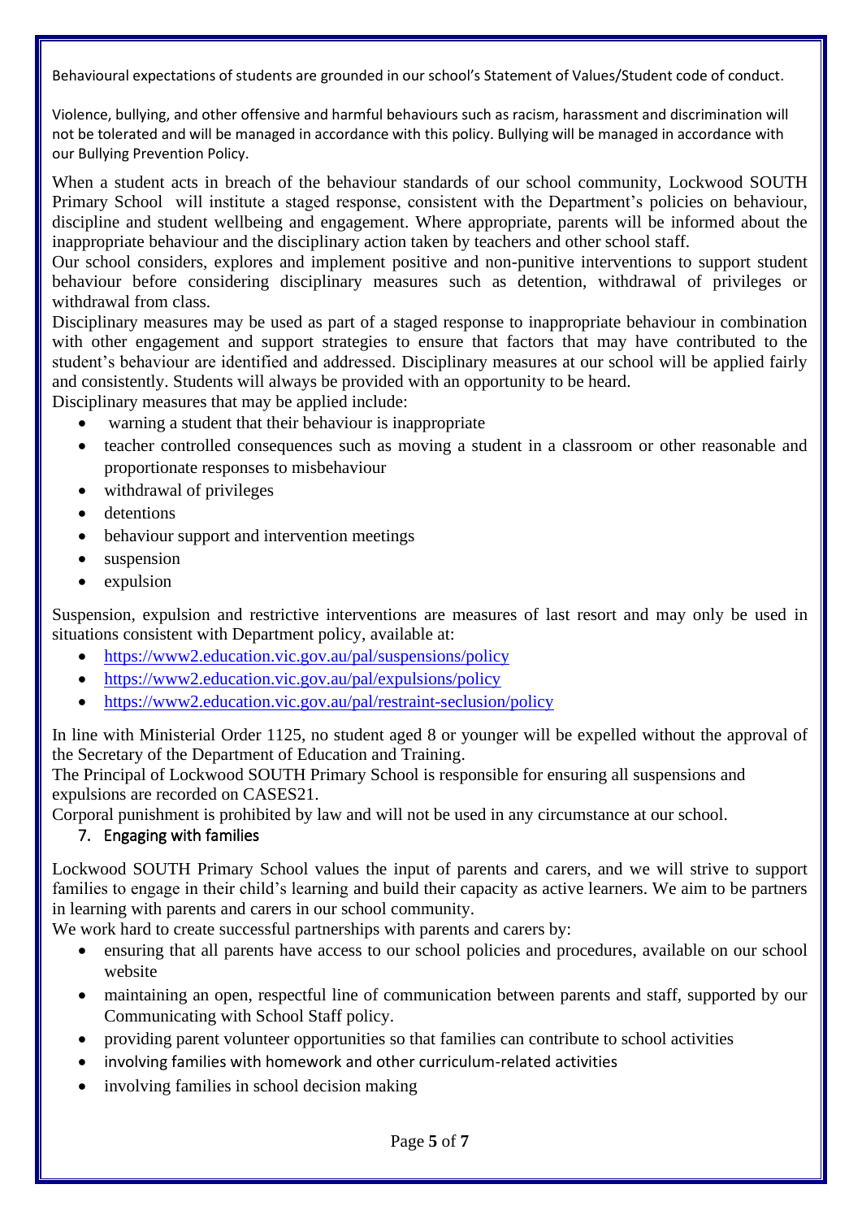Behavioural expectations of students are grounded in our school's Statement of Values/Student code of conduct.

Violence, bullying, and other offensive and harmful behaviours such as racism, harassment and discrimination will not be tolerated and will be managed in accordance with this policy. Bullying will be managed in accordance with our Bullying Prevention Policy.

When a student acts in breach of the behaviour standards of our school community, Lockwood SOUTH Primary School will institute a staged response, consistent with the Department's policies on behaviour, discipline and student wellbeing and engagement. Where appropriate, parents will be informed about the inappropriate behaviour and the disciplinary action taken by teachers and other school staff.

Our school considers, explores and implement positive and non-punitive interventions to support student behaviour before considering disciplinary measures such as detention, withdrawal of privileges or withdrawal from class.

Disciplinary measures may be used as part of a staged response to inappropriate behaviour in combination with other engagement and support strategies to ensure that factors that may have contributed to the student's behaviour are identified and addressed. Disciplinary measures at our school will be applied fairly and consistently. Students will always be provided with an opportunity to be heard.

Disciplinary measures that may be applied include:

- warning a student that their behaviour is inappropriate
- teacher controlled consequences such as moving a student in a classroom or other reasonable and proportionate responses to misbehaviour
- withdrawal of privileges
- detentions
- behaviour support and intervention meetings
- suspension
- expulsion

Suspension, expulsion and restrictive interventions are measures of last resort and may only be used in situations consistent with Department policy, available at:

- https://www2.education.vic.gov.au/pal/suspensions/policy
- https://www2.education.vic.gov.au/pal/expulsions/policy
- https://www2.education.vic.gov.au/pal/restraint-seclusion/policy

In line with Ministerial Order 1125, no student aged 8 or younger will be expelled without the approval of the Secretary of the Department of Education and Training.

The Principal of Lockwood SOUTH Primary School is responsible for ensuring all suspensions and expulsions are recorded on CASES21.

Corporal punishment is prohibited by law and will not be used in any circumstance at our school.

## 7. Engaging with families

Lockwood SOUTH Primary School values the input of parents and carers, and we will strive to support families to engage in their child's learning and build their capacity as active learners. We aim to be partners in learning with parents and carers in our school community.

We work hard to create successful partnerships with parents and carers by:

- ensuring that all parents have access to our school policies and procedures, available on our school website
- maintaining an open, respectful line of communication between parents and staff, supported by our Communicating with School Staff policy.
- providing parent volunteer opportunities so that families can contribute to school activities
- involving families with homework and other curriculum-related activities
- involving families in school decision making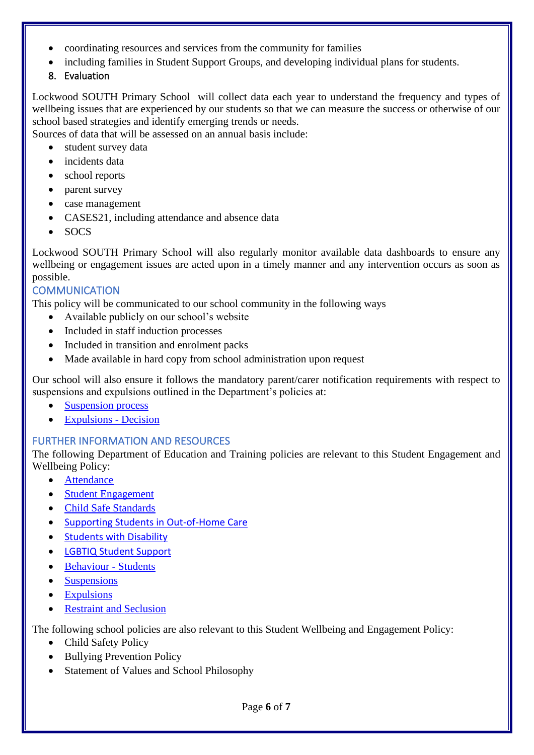- coordinating resources and services from the community for families
- including families in Student Support Groups, and developing individual plans for students.

8. Evaluation

Lockwood SOUTH Primary School will collect data each year to understand the frequency and types of wellbeing issues that are experienced by our students so that we can measure the success or otherwise of our school based strategies and identify emerging trends or needs.
Sources of data that will be assessed on an annual basis include:

- student survey data
- incidents data
- school reports
- parent survey
- case management
- CASES21, including attendance and absence data
- SOCS

Lockwood SOUTH Primary School will also regularly monitor available data dashboards to ensure any wellbeing or engagement issues are acted upon in a timely manner and any intervention occurs as soon as possible.

## COMMUNICATION

This policy will be communicated to our school community in the following ways

- Available publicly on our school's website
- Included in staff induction processes
- Included in transition and enrolment packs
- Made available in hard copy from school administration upon request

Our school will also ensure it follows the mandatory parent/carer notification requirements with respect to suspensions and expulsions outlined in the Department's policies at:

- Suspension process
- Expulsions - Decision

## FURTHER INFORMATION AND RESOURCES

The following Department of Education and Training policies are relevant to this Student Engagement and Wellbeing Policy:

- Attendance
- Student Engagement
- Child Safe Standards
- Supporting Students in Out-of-Home Care
- Students with Disability
- LGBTIQ Student Support
- Behaviour - Students
- Suspensions
- Expulsions
- Restraint and Seclusion

The following school policies are also relevant to this Student Wellbeing and Engagement Policy:

- Child Safety Policy
- Bullying Prevention Policy
- Statement of Values and School Philosophy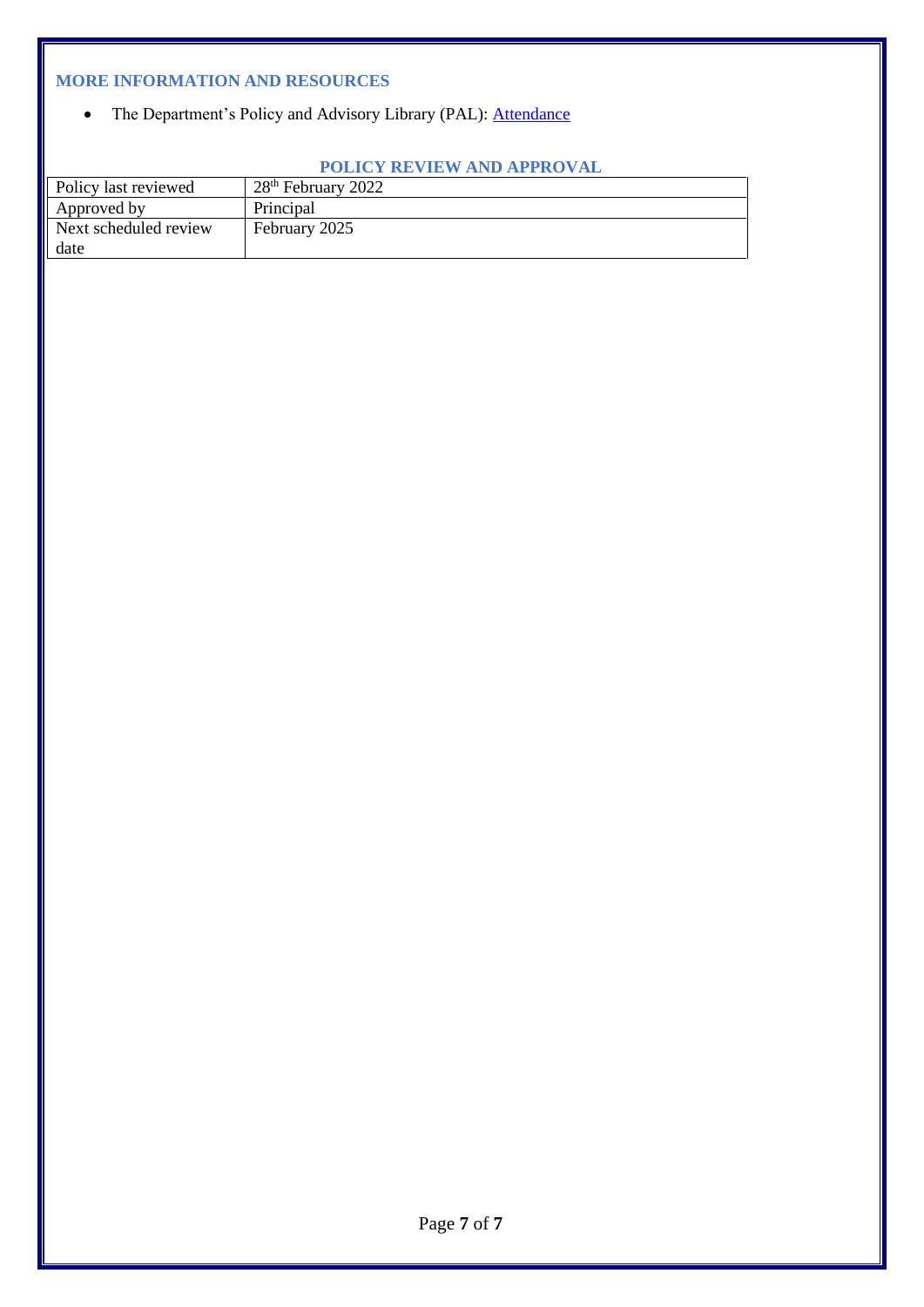## MORE INFORMATION AND RESOURCES

- The Department's Policy and Advisory Library (PAL): Attendance

## POLICY REVIEW AND APPROVAL

| | |
|---|---|
| Policy last reviewed | 28th February 2022 |
| Approved by | Principal |
| Next scheduled review date | February 2025 |